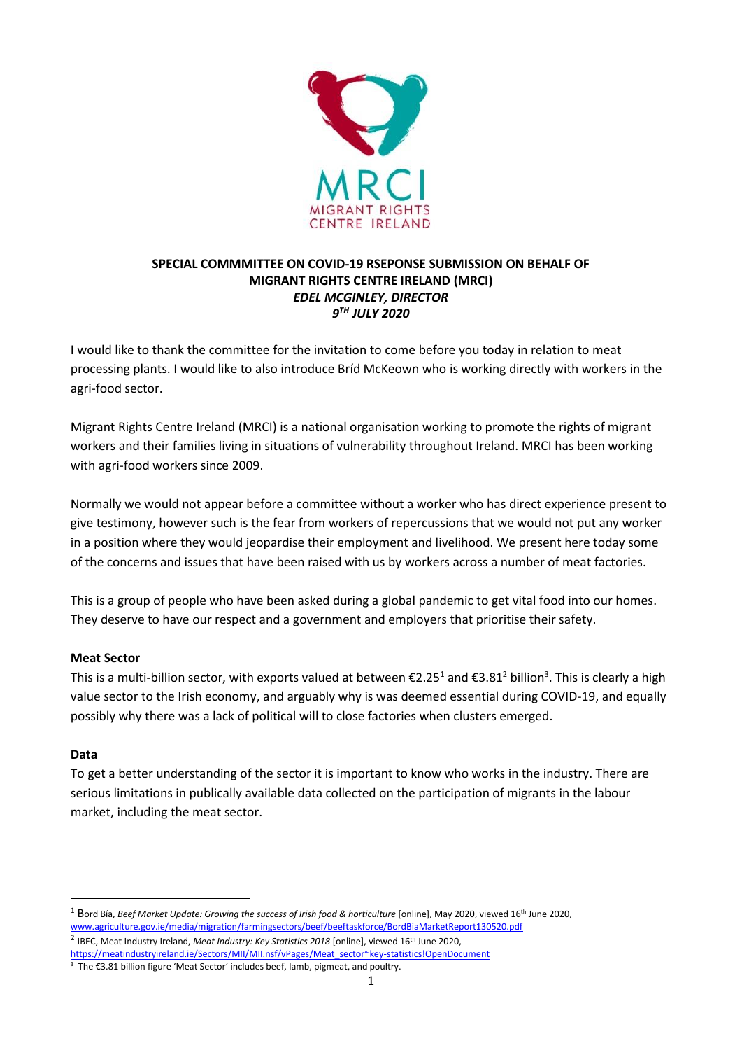MRCI
MIGRANT RIGHTS
CENTRE IRELAND

**SPECIAL COMMMITTEE ON COVID-19 RSEPONSE SUBMISSION ON BEHALF OF MIGRANT RIGHTS CENTRE IRELAND (MRCI)**
***EDEL MCGINLEY, DIRECTOR***
***9TH JULY 2020***

I would like to thank the committee for the invitation to come before you today in relation to meat processing plants. I would like to also introduce Bríd McKeown who is working directly with workers in the agri-food sector.

Migrant Rights Centre Ireland (MRCI) is a national organisation working to promote the rights of migrant workers and their families living in situations of vulnerability throughout Ireland. MRCI has been working with agri-food workers since 2009.

Normally we would not appear before a committee without a worker who has direct experience present to give testimony, however such is the fear from workers of repercussions that we would not put any worker in a position where they would jeopardise their employment and livelihood. We present here today some of the concerns and issues that have been raised with us by workers across a number of meat factories.

This is a group of people who have been asked during a global pandemic to get vital food into our homes. They deserve to have our respect and a government and employers that prioritise their safety.

**Meat Sector**

This is a multi-billion sector, with exports valued at between €2.25[1] and €3.81[2] billion[3]. This is clearly a high value sector to the Irish economy, and arguably why is was deemed essential during COVID-19, and equally possibly why there was a lack of political will to close factories when clusters emerged.

**Data**

To get a better understanding of the sector it is important to know who works in the industry. There are serious limitations in publically available data collected on the participation of migrants in the labour market, including the meat sector.

---

[1] Bord Bía, *Beef Market Update: Growing the success of Irish food & horticulture* [online], May 2020, viewed 16th June 2020, www.agriculture.gov.ie/media/migration/farmingsectors/beef/beeftaskforce/BordBiaMarketReport130520.pdf

[2] IBEC, Meat Industry Ireland, *Meat Industry: Key Statistics 2018* [online], viewed 16th June 2020, https://meatindustryireland.ie/Sectors/MII/MII.nsf/vPages/Meat_sector~key-statistics!OpenDocument

[3] The €3.81 billion figure 'Meat Sector' includes beef, lamb, pigmeat, and poultry.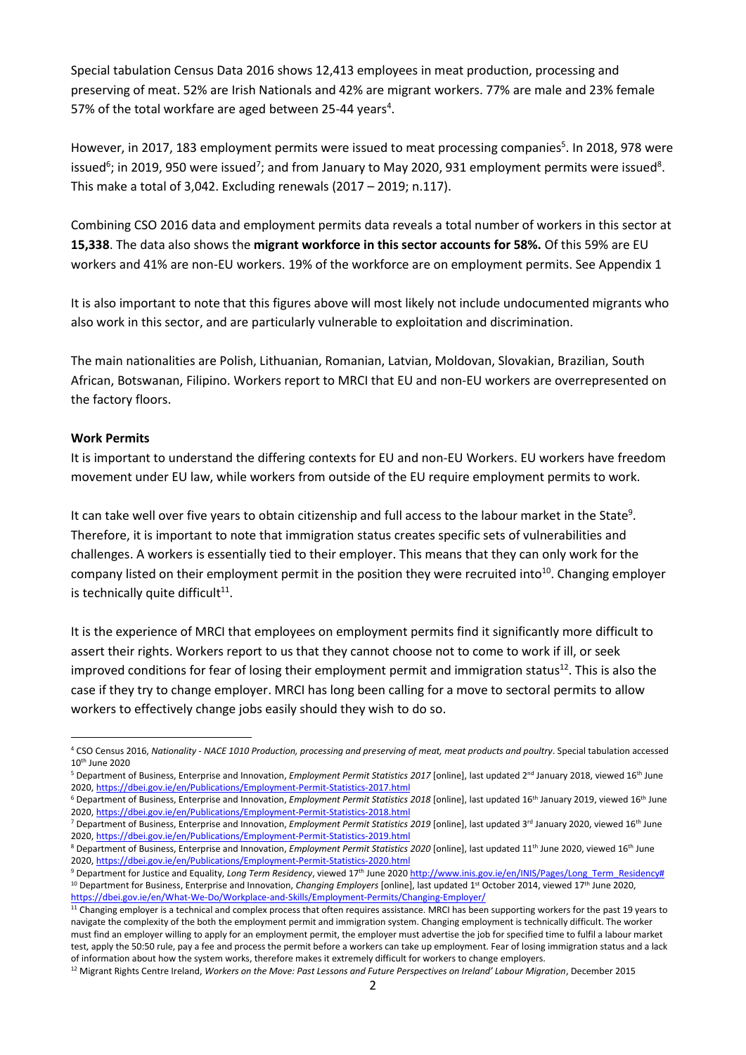Special tabulation Census Data 2016 shows 12,413 employees in meat production, processing and preserving of meat. 52% are Irish Nationals and 42% are migrant workers. 77% are male and 23% female 57% of the total workfare are aged between 25-44 years[4].

However, in 2017, 183 employment permits were issued to meat processing companies[5]. In 2018, 978 were issued[6]; in 2019, 950 were issued[7]; and from January to May 2020, 931 employment permits were issued[8]. This make a total of 3,042. Excluding renewals (2017 – 2019; n.117).

Combining CSO 2016 data and employment permits data reveals a total number of workers in this sector at **15,338**. The data also shows the **migrant workforce in this sector accounts for 58%.** Of this 59% are EU workers and 41% are non-EU workers. 19% of the workforce are on employment permits. See Appendix 1

It is also important to note that this figures above will most likely not include undocumented migrants who also work in this sector, and are particularly vulnerable to exploitation and discrimination.

The main nationalities are Polish, Lithuanian, Romanian, Latvian, Moldovan, Slovakian, Brazilian, South African, Botswanan, Filipino. Workers report to MRCI that EU and non-EU workers are overrepresented on the factory floors.

**Work Permits**

It is important to understand the differing contexts for EU and non-EU Workers. EU workers have freedom movement under EU law, while workers from outside of the EU require employment permits to work.

It can take well over five years to obtain citizenship and full access to the labour market in the State[9]. Therefore, it is important to note that immigration status creates specific sets of vulnerabilities and challenges. A workers is essentially tied to their employer. This means that they can only work for the company listed on their employment permit in the position they were recruited into[10]. Changing employer is technically quite difficult[11].

It is the experience of MRCI that employees on employment permits find it significantly more difficult to assert their rights. Workers report to us that they cannot choose not to come to work if ill, or seek improved conditions for fear of losing their employment permit and immigration status[12]. This is also the case if they try to change employer. MRCI has long been calling for a move to sectoral permits to allow workers to effectively change jobs easily should they wish to do so.

---

[4] CSO Census 2016, *Nationality - NACE 1010 Production, processing and preserving of meat, meat products and poultry*. Special tabulation accessed 10th June 2020

[5] Department of Business, Enterprise and Innovation, *Employment Permit Statistics 2017* [online], last updated 2nd January 2018, viewed 16th June 2020, https://dbei.gov.ie/en/Publications/Employment-Permit-Statistics-2017.html

[6] Department of Business, Enterprise and Innovation, *Employment Permit Statistics 2018* [online], last updated 16th January 2019, viewed 16th June 2020, https://dbei.gov.ie/en/Publications/Employment-Permit-Statistics-2018.html

[7] Department of Business, Enterprise and Innovation, *Employment Permit Statistics 2019* [online], last updated 3rd January 2020, viewed 16th June 2020, https://dbei.gov.ie/en/Publications/Employment-Permit-Statistics-2019.html

[8] Department of Business, Enterprise and Innovation, *Employment Permit Statistics 2020* [online], last updated 11th June 2020, viewed 16th June 2020, https://dbei.gov.ie/en/Publications/Employment-Permit-Statistics-2020.html

[9] Department for Justice and Equality, *Long Term Residency*, viewed 17th June 2020 http://www.inis.gov.ie/en/INIS/Pages/Long_Term_Residency#

[10] Department for Business, Enterprise and Innovation, *Changing Employers* [online], last updated 1st October 2014, viewed 17th June 2020, https://dbei.gov.ie/en/What-We-Do/Workplace-and-Skills/Employment-Permits/Changing-Employer/

[11] Changing employer is a technical and complex process that often requires assistance. MRCI has been supporting workers for the past 19 years to navigate the complexity of the both the employment permit and immigration system. Changing employment is technically difficult. The worker must find an employer willing to apply for an employment permit, the employer must advertise the job for specified time to fulfil a labour market test, apply the 50:50 rule, pay a fee and process the permit before a workers can take up employment. Fear of losing immigration status and a lack of information about how the system works, therefore makes it extremely difficult for workers to change employers.

[12] Migrant Rights Centre Ireland, *Workers on the Move: Past Lessons and Future Perspectives on Ireland' Labour Migration*, December 2015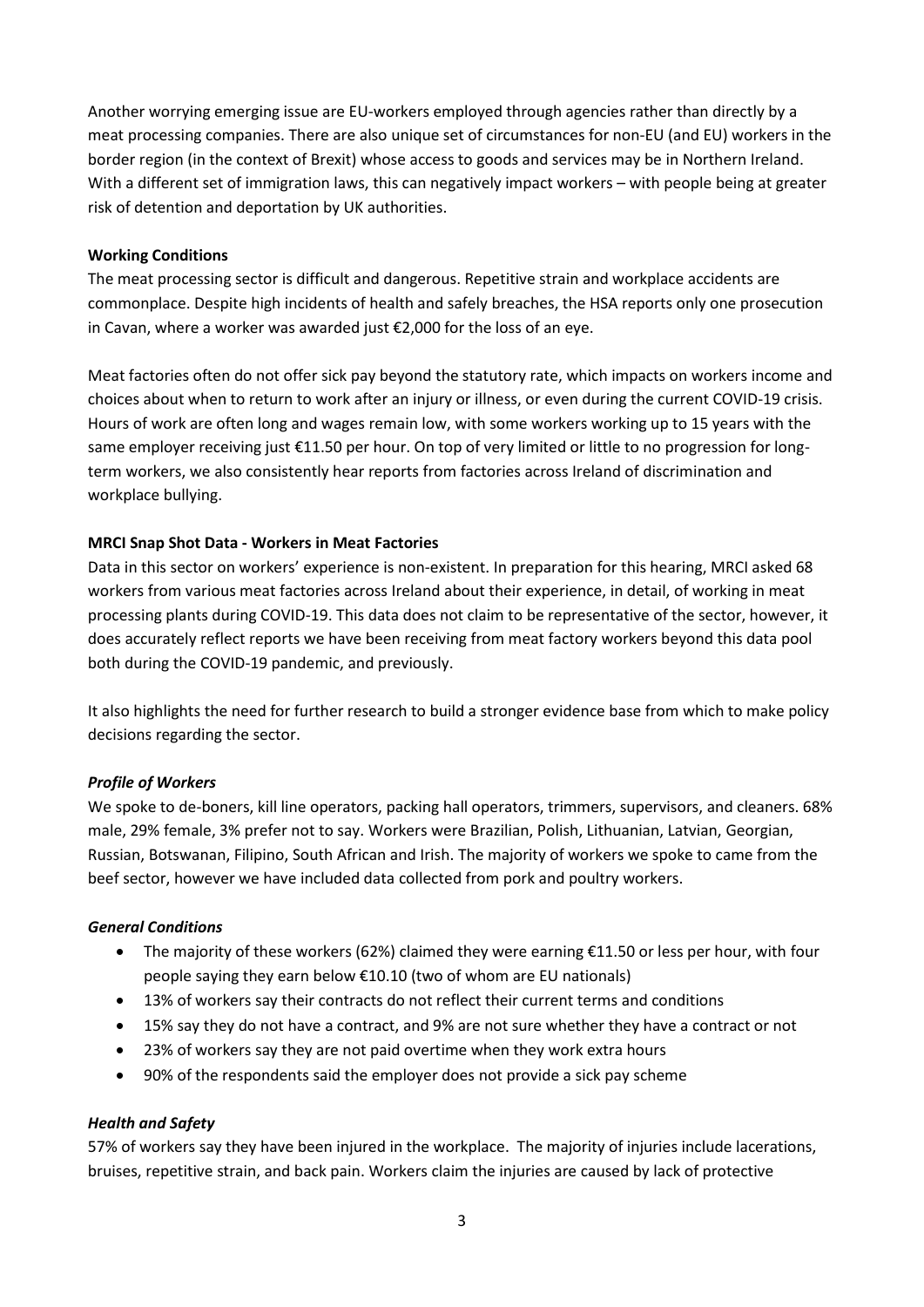Another worrying emerging issue are EU-workers employed through agencies rather than directly by a meat processing companies. There are also unique set of circumstances for non-EU (and EU) workers in the border region (in the context of Brexit) whose access to goods and services may be in Northern Ireland. With a different set of immigration laws, this can negatively impact workers – with people being at greater risk of detention and deportation by UK authorities.

**Working Conditions**

The meat processing sector is difficult and dangerous. Repetitive strain and workplace accidents are commonplace. Despite high incidents of health and safely breaches, the HSA reports only one prosecution in Cavan, where a worker was awarded just €2,000 for the loss of an eye.

Meat factories often do not offer sick pay beyond the statutory rate, which impacts on workers income and choices about when to return to work after an injury or illness, or even during the current COVID-19 crisis. Hours of work are often long and wages remain low, with some workers working up to 15 years with the same employer receiving just €11.50 per hour. On top of very limited or little to no progression for long-term workers, we also consistently hear reports from factories across Ireland of discrimination and workplace bullying.

**MRCI Snap Shot Data - Workers in Meat Factories**

Data in this sector on workers' experience is non-existent. In preparation for this hearing, MRCI asked 68 workers from various meat factories across Ireland about their experience, in detail, of working in meat processing plants during COVID-19. This data does not claim to be representative of the sector, however, it does accurately reflect reports we have been receiving from meat factory workers beyond this data pool both during the COVID-19 pandemic, and previously.

It also highlights the need for further research to build a stronger evidence base from which to make policy decisions regarding the sector.

***Profile of Workers***

We spoke to de-boners, kill line operators, packing hall operators, trimmers, supervisors, and cleaners. 68% male, 29% female, 3% prefer not to say. Workers were Brazilian, Polish, Lithuanian, Latvian, Georgian, Russian, Botswanan, Filipino, South African and Irish. The majority of workers we spoke to came from the beef sector, however we have included data collected from pork and poultry workers.

***General Conditions***

- The majority of these workers (62%) claimed they were earning €11.50 or less per hour, with four people saying they earn below €10.10 (two of whom are EU nationals)
- 13% of workers say their contracts do not reflect their current terms and conditions
- 15% say they do not have a contract, and 9% are not sure whether they have a contract or not
- 23% of workers say they are not paid overtime when they work extra hours
- 90% of the respondents said the employer does not provide a sick pay scheme

***Health and Safety***

57% of workers say they have been injured in the workplace. The majority of injuries include lacerations, bruises, repetitive strain, and back pain. Workers claim the injuries are caused by lack of protective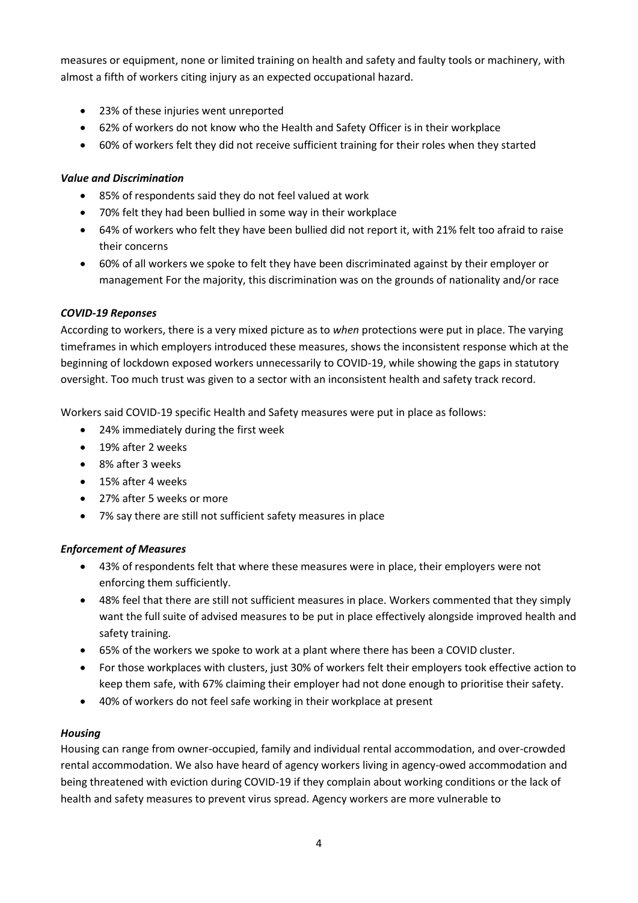measures or equipment, none or limited training on health and safety and faulty tools or machinery, with almost a fifth of workers citing injury as an expected occupational hazard.

- 23% of these injuries went unreported
- 62% of workers do not know who the Health and Safety Officer is in their workplace
- 60% of workers felt they did not receive sufficient training for their roles when they started

***Value and Discrimination***

- 85% of respondents said they do not feel valued at work
- 70% felt they had been bullied in some way in their workplace
- 64% of workers who felt they have been bullied did not report it, with 21% felt too afraid to raise their concerns
- 60% of all workers we spoke to felt they have been discriminated against by their employer or management For the majority, this discrimination was on the grounds of nationality and/or race

***COVID-19 Reponses***

According to workers, there is a very mixed picture as to *when* protections were put in place. The varying timeframes in which employers introduced these measures, shows the inconsistent response which at the beginning of lockdown exposed workers unnecessarily to COVID-19, while showing the gaps in statutory oversight. Too much trust was given to a sector with an inconsistent health and safety track record.

Workers said COVID-19 specific Health and Safety measures were put in place as follows:

- 24% immediately during the first week
- 19% after 2 weeks
- 8% after 3 weeks
- 15% after 4 weeks
- 27% after 5 weeks or more
- 7% say there are still not sufficient safety measures in place

***Enforcement of Measures***

- 43% of respondents felt that where these measures were in place, their employers were not enforcing them sufficiently.
- 48% feel that there are still not sufficient measures in place. Workers commented that they simply want the full suite of advised measures to be put in place effectively alongside improved health and safety training.
- 65% of the workers we spoke to work at a plant where there has been a COVID cluster.
- For those workplaces with clusters, just 30% of workers felt their employers took effective action to keep them safe, with 67% claiming their employer had not done enough to prioritise their safety.
- 40% of workers do not feel safe working in their workplace at present

***Housing***

Housing can range from owner-occupied, family and individual rental accommodation, and over-crowded rental accommodation. We also have heard of agency workers living in agency-owed accommodation and being threatened with eviction during COVID-19 if they complain about working conditions or the lack of health and safety measures to prevent virus spread. Agency workers are more vulnerable to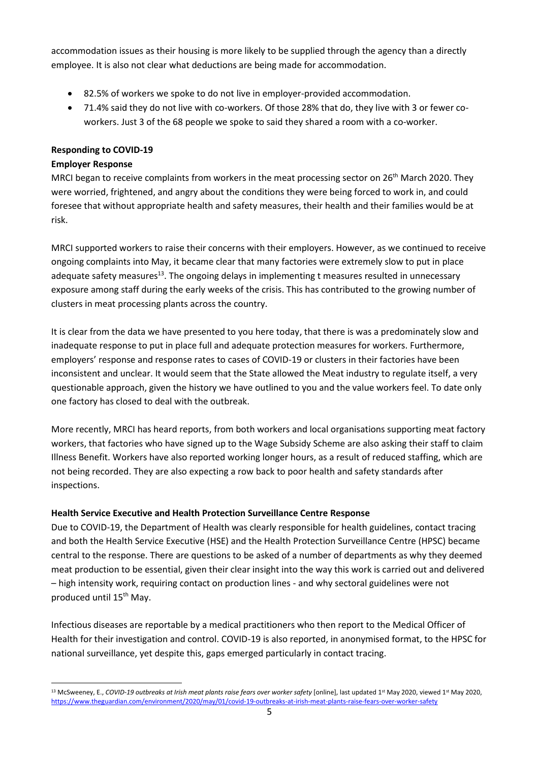accommodation issues as their housing is more likely to be supplied through the agency than a directly employee. It is also not clear what deductions are being made for accommodation.

- 82.5% of workers we spoke to do not live in employer-provided accommodation.
- 71.4% said they do not live with co-workers. Of those 28% that do, they live with 3 or fewer co-workers. Just 3 of the 68 people we spoke to said they shared a room with a co-worker.

**Responding to COVID-19**

**Employer Response**

MRCI began to receive complaints from workers in the meat processing sector on 26th March 2020. They were worried, frightened, and angry about the conditions they were being forced to work in, and could foresee that without appropriate health and safety measures, their health and their families would be at risk.

MRCI supported workers to raise their concerns with their employers. However, as we continued to receive ongoing complaints into May, it became clear that many factories were extremely slow to put in place adequate safety measures[13]. The ongoing delays in implementing t measures resulted in unnecessary exposure among staff during the early weeks of the crisis. This has contributed to the growing number of clusters in meat processing plants across the country.

It is clear from the data we have presented to you here today, that there is was a predominately slow and inadequate response to put in place full and adequate protection measures for workers. Furthermore, employers' response and response rates to cases of COVID-19 or clusters in their factories have been inconsistent and unclear. It would seem that the State allowed the Meat industry to regulate itself, a very questionable approach, given the history we have outlined to you and the value workers feel. To date only one factory has closed to deal with the outbreak.

More recently, MRCI has heard reports, from both workers and local organisations supporting meat factory workers, that factories who have signed up to the Wage Subsidy Scheme are also asking their staff to claim Illness Benefit. Workers have also reported working longer hours, as a result of reduced staffing, which are not being recorded. They are also expecting a row back to poor health and safety standards after inspections.

**Health Service Executive and Health Protection Surveillance Centre Response**

Due to COVID-19, the Department of Health was clearly responsible for health guidelines, contact tracing and both the Health Service Executive (HSE) and the Health Protection Surveillance Centre (HPSC) became central to the response. There are questions to be asked of a number of departments as why they deemed meat production to be essential, given their clear insight into the way this work is carried out and delivered – high intensity work, requiring contact on production lines - and why sectoral guidelines were not produced until 15th May.

Infectious diseases are reportable by a medical practitioners who then report to the Medical Officer of Health for their investigation and control. COVID-19 is also reported, in anonymised format, to the HPSC for national surveillance, yet despite this, gaps emerged particularly in contact tracing.

[13] McSweeney, E., *COVID-19 outbreaks at Irish meat plants raise fears over worker safety* [online], last updated 1st May 2020, viewed 1st May 2020, https://www.theguardian.com/environment/2020/may/01/covid-19-outbreaks-at-irish-meat-plants-raise-fears-over-worker-safety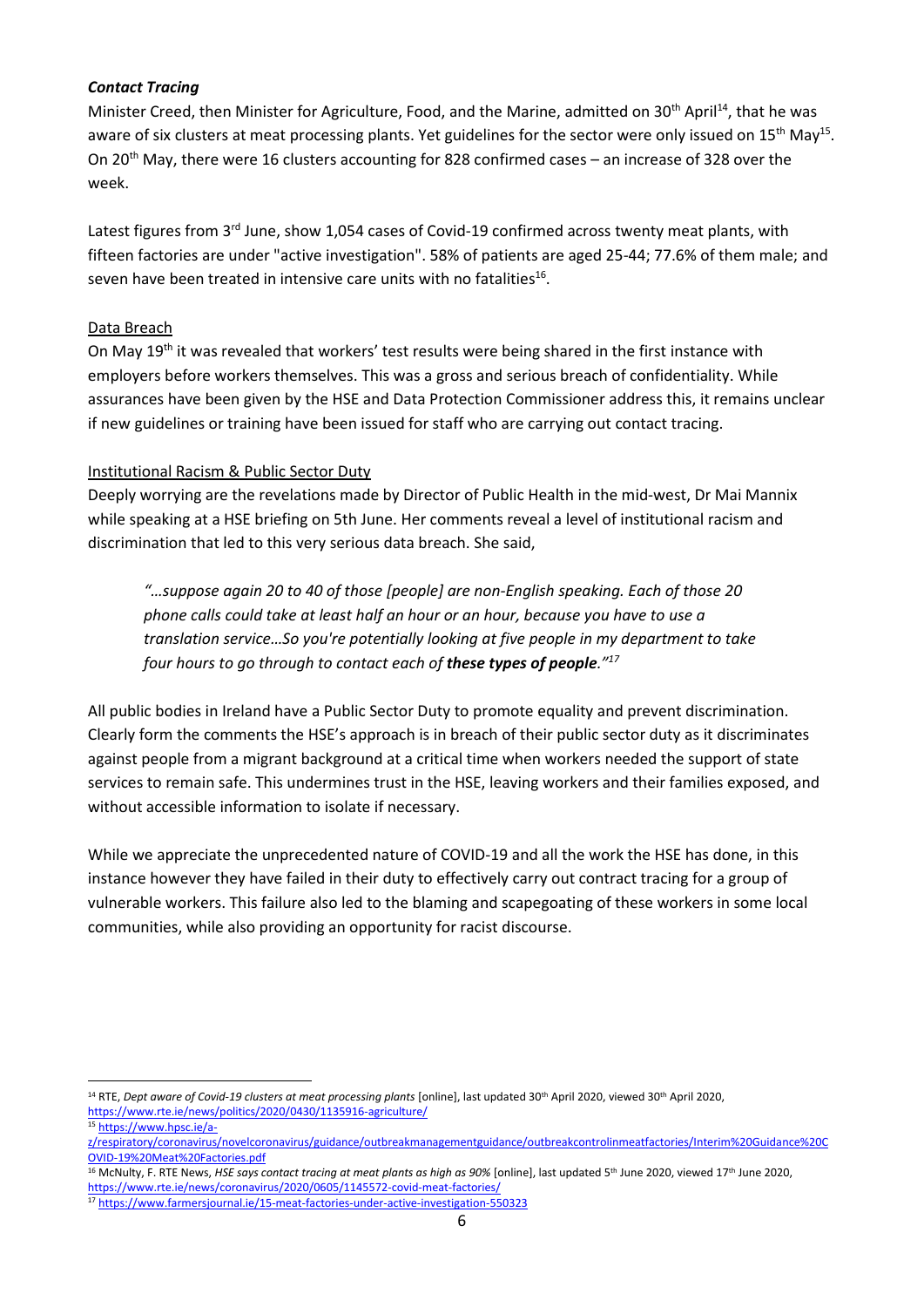### *Contact Tracing*

Minister Creed, then Minister for Agriculture, Food, and the Marine, admitted on 30th April[14], that he was aware of six clusters at meat processing plants. Yet guidelines for the sector were only issued on 15th May[15]. On 20th May, there were 16 clusters accounting for 828 confirmed cases – an increase of 328 over the week.

Latest figures from 3rd June, show 1,054 cases of Covid-19 confirmed across twenty meat plants, with fifteen factories are under "active investigation". 58% of patients are aged 25-44; 77.6% of them male; and seven have been treated in intensive care units with no fatalities[16].

#### Data Breach

On May 19th it was revealed that workers' test results were being shared in the first instance with employers before workers themselves. This was a gross and serious breach of confidentiality. While assurances have been given by the HSE and Data Protection Commissioner address this, it remains unclear if new guidelines or training have been issued for staff who are carrying out contact tracing.

#### Institutional Racism & Public Sector Duty

Deeply worrying are the revelations made by Director of Public Health in the mid-west, Dr Mai Mannix while speaking at a HSE briefing on 5th June. Her comments reveal a level of institutional racism and discrimination that led to this very serious data breach. She said,

> *"…suppose again 20 to 40 of those [people] are non-English speaking. Each of those 20 phone calls could take at least half an hour or an hour, because you have to use a translation service…So you're potentially looking at five people in my department to take four hours to go through to contact each of **these types of people**."*[17]

All public bodies in Ireland have a Public Sector Duty to promote equality and prevent discrimination. Clearly form the comments the HSE's approach is in breach of their public sector duty as it discriminates against people from a migrant background at a critical time when workers needed the support of state services to remain safe. This undermines trust in the HSE, leaving workers and their families exposed, and without accessible information to isolate if necessary.

While we appreciate the unprecedented nature of COVID-19 and all the work the HSE has done, in this instance however they have failed in their duty to effectively carry out contract tracing for a group of vulnerable workers. This failure also led to the blaming and scapegoating of these workers in some local communities, while also providing an opportunity for racist discourse.

---

[14] RTE, *Dept aware of Covid-19 clusters at meat processing plants* [online], last updated 30th April 2020, viewed 30th April 2020, https://www.rte.ie/news/politics/2020/0430/1135916-agriculture/

[15] https://www.hpsc.ie/a-z/respiratory/coronavirus/novelcoronavirus/guidance/outbreakmanagementguidance/outbreakcontrolinmeatfactories/Interim%20Guidance%20COVID-19%20Meat%20Factories.pdf

[16] McNulty, F. RTE News, *HSE says contact tracing at meat plants as high as 90%* [online], last updated 5th June 2020, viewed 17th June 2020, https://www.rte.ie/news/coronavirus/2020/0605/1145572-covid-meat-factories/

[17] https://www.farmersjournal.ie/15-meat-factories-under-active-investigation-550323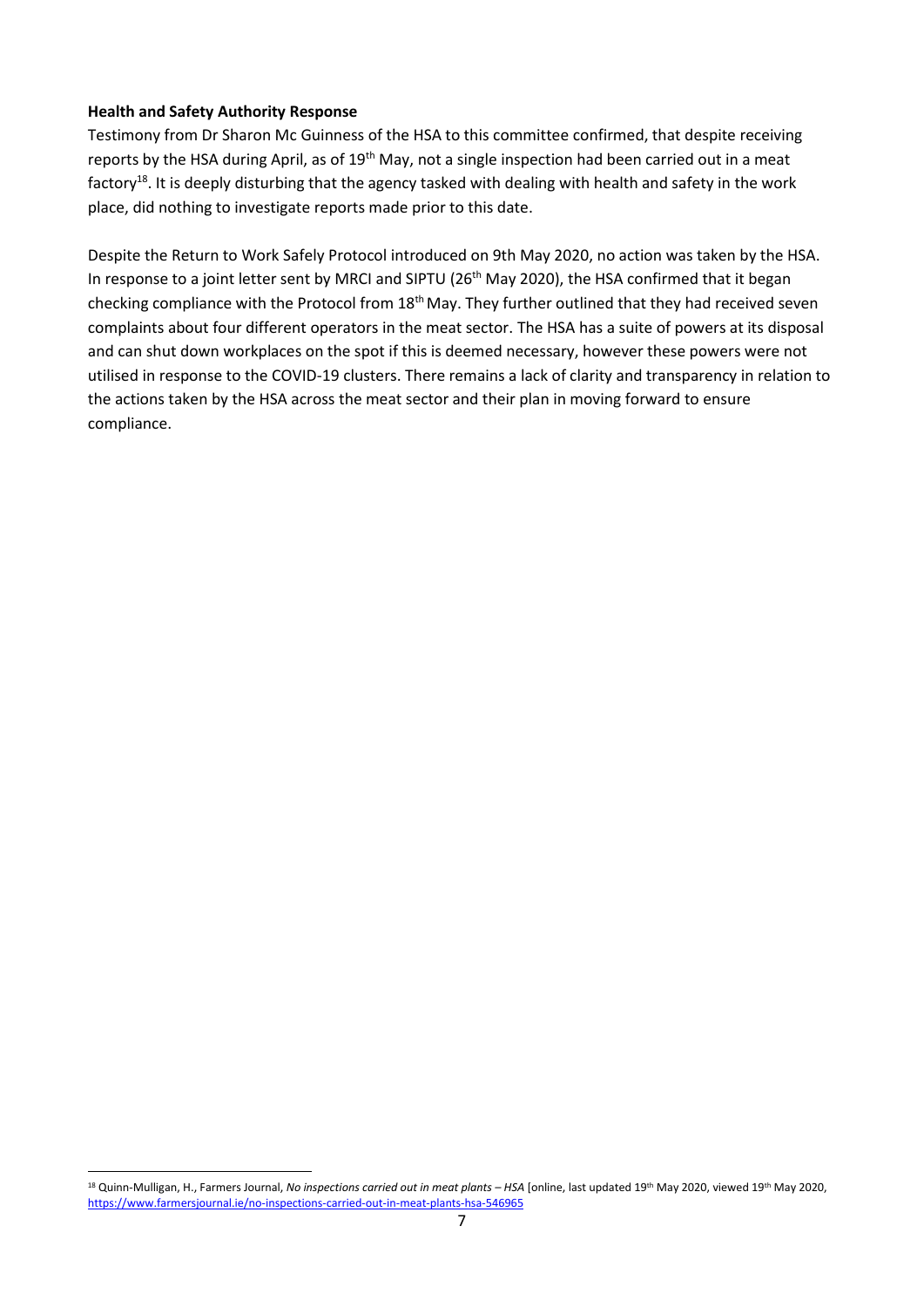**Health and Safety Authority Response**

Testimony from Dr Sharon Mc Guinness of the HSA to this committee confirmed, that despite receiving reports by the HSA during April, as of 19th May, not a single inspection had been carried out in a meat factory[18]. It is deeply disturbing that the agency tasked with dealing with health and safety in the work place, did nothing to investigate reports made prior to this date.

Despite the Return to Work Safely Protocol introduced on 9th May 2020, no action was taken by the HSA. In response to a joint letter sent by MRCI and SIPTU (26th May 2020), the HSA confirmed that it began checking compliance with the Protocol from 18th May. They further outlined that they had received seven complaints about four different operators in the meat sector. The HSA has a suite of powers at its disposal and can shut down workplaces on the spot if this is deemed necessary, however these powers were not utilised in response to the COVID-19 clusters. There remains a lack of clarity and transparency in relation to the actions taken by the HSA across the meat sector and their plan in moving forward to ensure compliance.

---

[18] Quinn-Mulligan, H., Farmers Journal, *No inspections carried out in meat plants – HSA* [online, last updated 19th May 2020, viewed 19th May 2020, https://www.farmersjournal.ie/no-inspections-carried-out-in-meat-plants-hsa-546965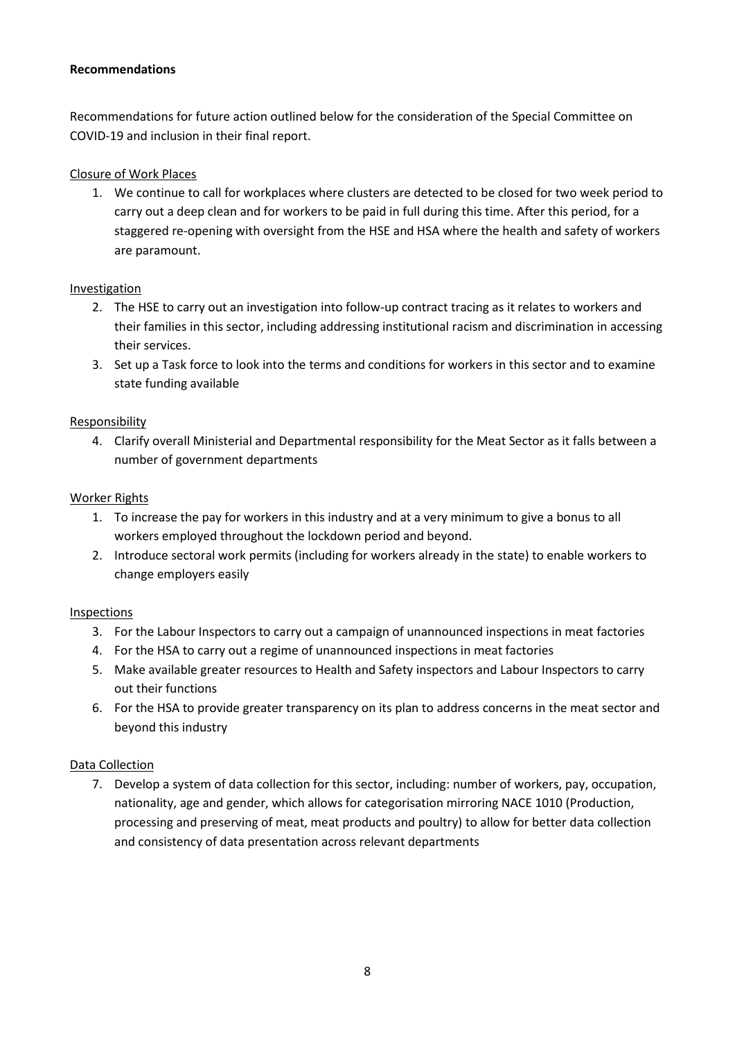**Recommendations**

Recommendations for future action outlined below for the consideration of the Special Committee on COVID-19 and inclusion in their final report.

Closure of Work Places

1. We continue to call for workplaces where clusters are detected to be closed for two week period to carry out a deep clean and for workers to be paid in full during this time. After this period, for a staggered re-opening with oversight from the HSE and HSA where the health and safety of workers are paramount.

Investigation

2. The HSE to carry out an investigation into follow-up contract tracing as it relates to workers and their families in this sector, including addressing institutional racism and discrimination in accessing their services.
3. Set up a Task force to look into the terms and conditions for workers in this sector and to examine state funding available

Responsibility

4. Clarify overall Ministerial and Departmental responsibility for the Meat Sector as it falls between a number of government departments

Worker Rights

1. To increase the pay for workers in this industry and at a very minimum to give a bonus to all workers employed throughout the lockdown period and beyond.
2. Introduce sectoral work permits (including for workers already in the state) to enable workers to change employers easily

Inspections

3. For the Labour Inspectors to carry out a campaign of unannounced inspections in meat factories
4. For the HSA to carry out a regime of unannounced inspections in meat factories
5. Make available greater resources to Health and Safety inspectors and Labour Inspectors to carry out their functions
6. For the HSA to provide greater transparency on its plan to address concerns in the meat sector and beyond this industry

Data Collection

7. Develop a system of data collection for this sector, including: number of workers, pay, occupation, nationality, age and gender, which allows for categorisation mirroring NACE 1010 (Production, processing and preserving of meat, meat products and poultry) to allow for better data collection and consistency of data presentation across relevant departments